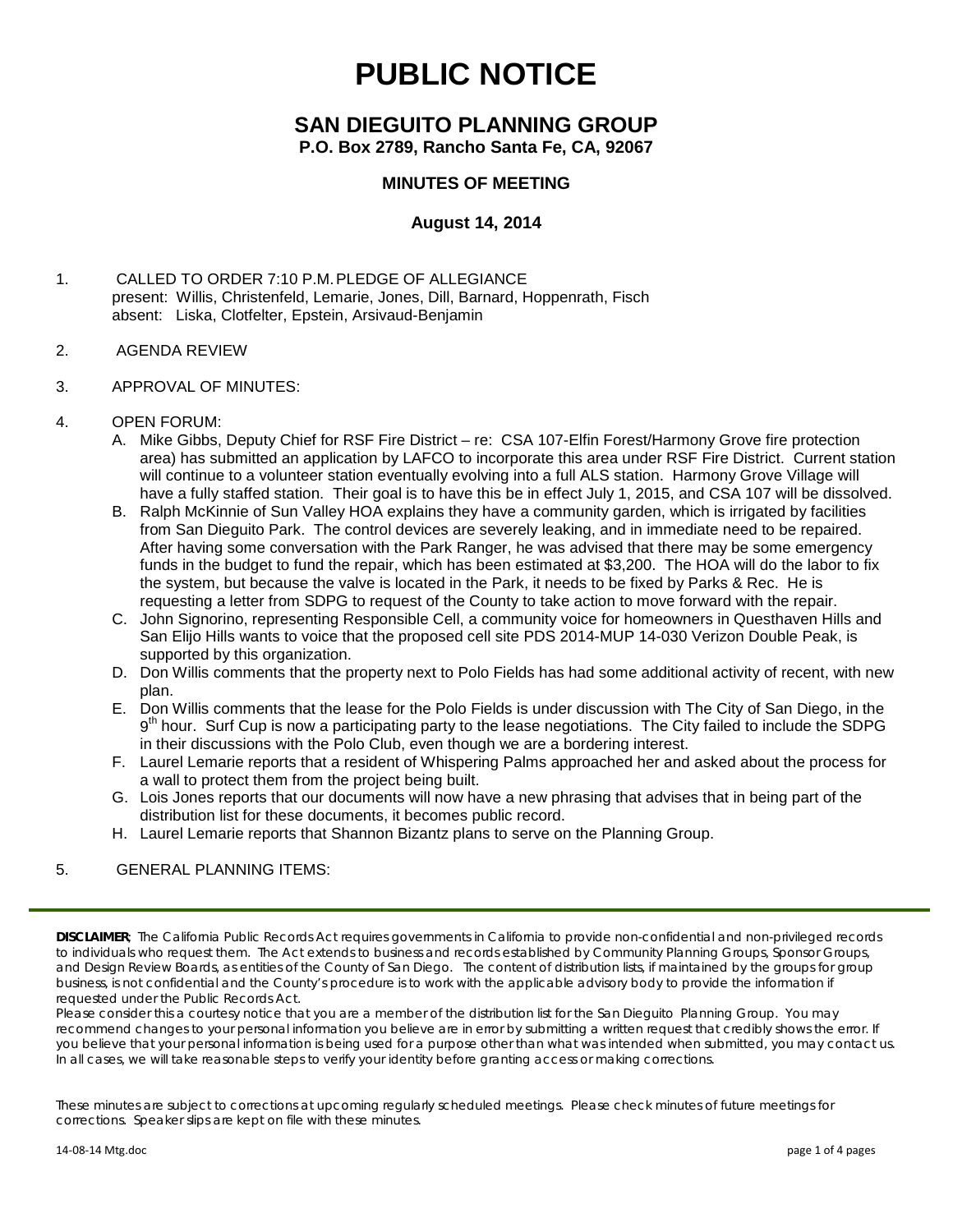# PUBLIC NOTICE

## SAN DIEGUITO PLANNING GROUP

**P.O. Box 2789, Rancho Santa Fe, CA, 92067**

### MINUTES OF MEETING

### August 14, 2014

1. CALLED TO ORDER 7:10 P.M. PLEDGE OF ALLEGIANCE
   present: Willis, Christenfeld, Lemarie, Jones, Dill, Barnard, Hoppenrath, Fisch
   absent: Liska, Clotfelter, Epstein, Arsivaud-Benjamin

2. AGENDA REVIEW

3. APPROVAL OF MINUTES:

4. OPEN FORUM:
   A. Mike Gibbs, Deputy Chief for RSF Fire District – re: CSA 107-Elfin Forest/Harmony Grove fire protection area) has submitted an application by LAFCO to incorporate this area under RSF Fire District. Current station will continue to a volunteer station eventually evolving into a full ALS station. Harmony Grove Village will have a fully staffed station. Their goal is to have this be in effect July 1, 2015, and CSA 107 will be dissolved.
   B. Ralph McKinnie of Sun Valley HOA explains they have a community garden, which is irrigated by facilities from San Dieguito Park. The control devices are severely leaking, and in immediate need to be repaired. After having some conversation with the Park Ranger, he was advised that there may be some emergency funds in the budget to fund the repair, which has been estimated at $3,200. The HOA will do the labor to fix the system, but because the valve is located in the Park, it needs to be fixed by Parks & Rec. He is requesting a letter from SDPG to request of the County to take action to move forward with the repair.
   C. John Signorino, representing Responsible Cell, a community voice for homeowners in Questhaven Hills and San Elijo Hills wants to voice that the proposed cell site PDS 2014-MUP 14-030 Verizon Double Peak, is supported by this organization.
   D. Don Willis comments that the property next to Polo Fields has had some additional activity of recent, with new plan.
   E. Don Willis comments that the lease for the Polo Fields is under discussion with The City of San Diego, in the 9th hour. Surf Cup is now a participating party to the lease negotiations. The City failed to include the SDPG in their discussions with the Polo Club, even though we are a bordering interest.
   F. Laurel Lemarie reports that a resident of Whispering Palms approached her and asked about the process for a wall to protect them from the project being built.
   G. Lois Jones reports that our documents will now have a new phrasing that advises that in being part of the distribution list for these documents, it becomes public record.
   H. Laurel Lemarie reports that Shannon Bizantz plans to serve on the Planning Group.

5. GENERAL PLANNING ITEMS:

---

**DISCLAIMER;** The California Public Records Act requires governments in California to provide non-confidential and non-privileged records to individuals who request them. The Act extends to business and records established by Community Planning Groups, Sponsor Groups, and Design Review Boards, as entities of the County of San Diego. The content of distribution lists, if maintained by the groups for group business, is not confidential and the County's procedure is to work with the applicable advisory body to provide the information if requested under the Public Records Act.
Please consider this a courtesy notice that you are a member of the distribution list for the San Dieguito Planning Group. You may recommend changes to your personal information you believe are in error by submitting a written request that credibly shows the error. If you believe that your personal information is being used for a purpose other than what was intended when submitted, you may contact us. In all cases, we will take reasonable steps to verify your identity before granting access or making corrections.

These minutes are subject to corrections at upcoming regularly scheduled meetings. Please check minutes of future meetings for corrections. Speaker slips are kept on file with these minutes.

14-08-14 Mtg.doc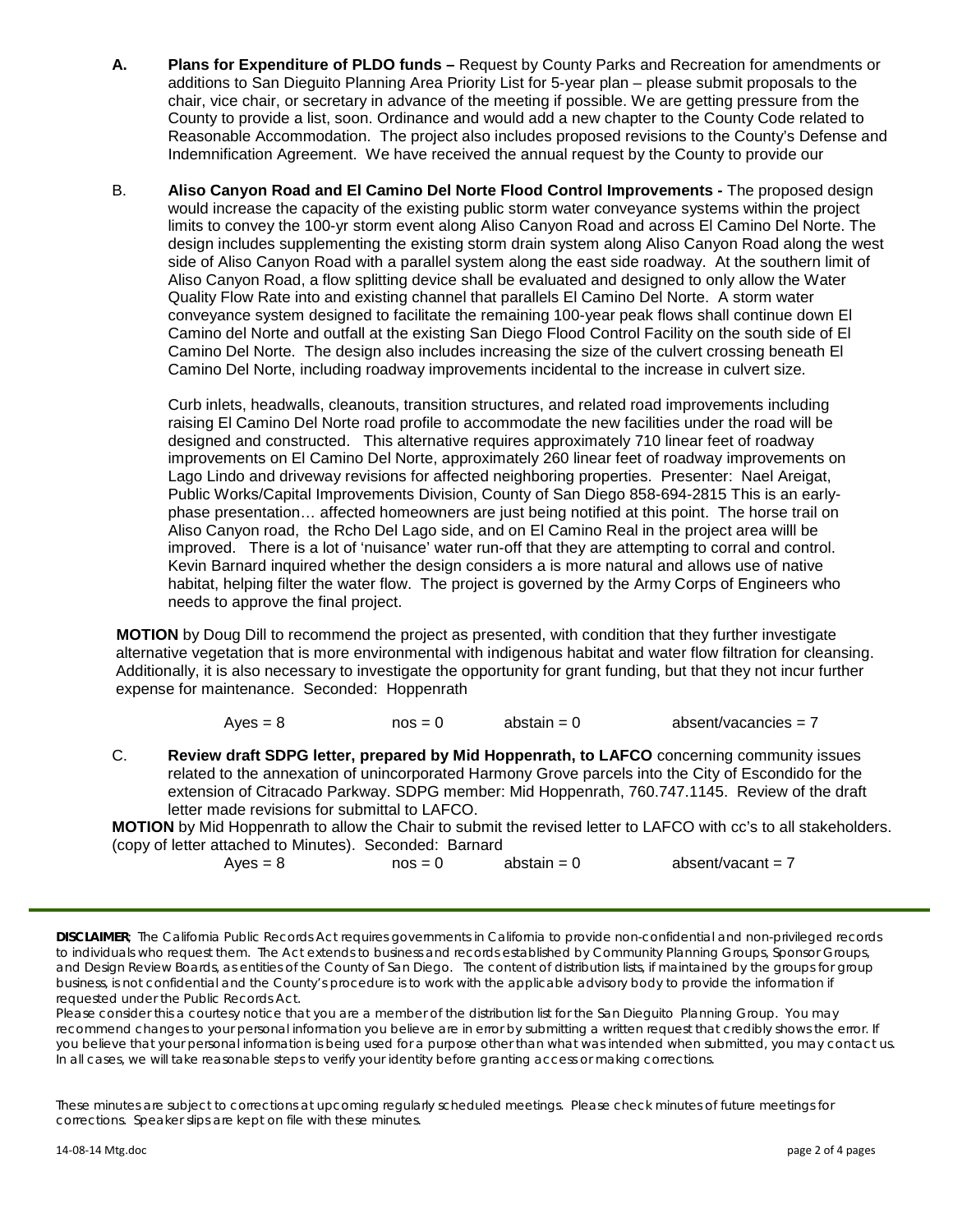**A. Plans for Expenditure of PLDO funds –** Request by County Parks and Recreation for amendments or additions to San Dieguito Planning Area Priority List for 5-year plan – please submit proposals to the chair, vice chair, or secretary in advance of the meeting if possible. We are getting pressure from the County to provide a list, soon. Ordinance and would add a new chapter to the County Code related to Reasonable Accommodation. The project also includes proposed revisions to the County's Defense and Indemnification Agreement. We have received the annual request by the County to provide our

B. **Aliso Canyon Road and El Camino Del Norte Flood Control Improvements -** The proposed design would increase the capacity of the existing public storm water conveyance systems within the project limits to convey the 100-yr storm event along Aliso Canyon Road and across El Camino Del Norte. The design includes supplementing the existing storm drain system along Aliso Canyon Road along the west side of Aliso Canyon Road with a parallel system along the east side roadway. At the southern limit of Aliso Canyon Road, a flow splitting device shall be evaluated and designed to only allow the Water Quality Flow Rate into and existing channel that parallels El Camino Del Norte. A storm water conveyance system designed to facilitate the remaining 100-year peak flows shall continue down El Camino del Norte and outfall at the existing San Diego Flood Control Facility on the south side of El Camino Del Norte. The design also includes increasing the size of the culvert crossing beneath El Camino Del Norte, including roadway improvements incidental to the increase in culvert size.

Curb inlets, headwalls, cleanouts, transition structures, and related road improvements including raising El Camino Del Norte road profile to accommodate the new facilities under the road will be designed and constructed. This alternative requires approximately 710 linear feet of roadway improvements on El Camino Del Norte, approximately 260 linear feet of roadway improvements on Lago Lindo and driveway revisions for affected neighboring properties. Presenter: Nael Areigat, Public Works/Capital Improvements Division, County of San Diego 858-694-2815 This is an early-phase presentation… affected homeowners are just being notified at this point. The horse trail on Aliso Canyon road, the Rcho Del Lago side, and on El Camino Real in the project area willl be improved. There is a lot of 'nuisance' water run-off that they are attempting to corral and control. Kevin Barnard inquired whether the design considers a is more natural and allows use of native habitat, helping filter the water flow. The project is governed by the Army Corps of Engineers who needs to approve the final project.

**MOTION** by Doug Dill to recommend the project as presented, with condition that they further investigate alternative vegetation that is more environmental with indigenous habitat and water flow filtration for cleansing. Additionally, it is also necessary to investigate the opportunity for grant funding, but that they not incur further expense for maintenance. Seconded: Hoppenrath

Ayes = 8 nos = 0 abstain = 0 absent/vacancies = 7

C. **Review draft SDPG letter, prepared by Mid Hoppenrath, to LAFCO** concerning community issues related to the annexation of unincorporated Harmony Grove parcels into the City of Escondido for the extension of Citracado Parkway. SDPG member: Mid Hoppenrath, 760.747.1145. Review of the draft letter made revisions for submittal to LAFCO.

**MOTION** by Mid Hoppenrath to allow the Chair to submit the revised letter to LAFCO with cc's to all stakeholders. (copy of letter attached to Minutes). Seconded: Barnard

Ayes = 8 nos = 0 abstain = 0 absent/vacant = 7

---

**DISCLAIMER;** The California Public Records Act requires governments in California to provide non-confidential and non-privileged records to individuals who request them. The Act extends to business and records established by Community Planning Groups, Sponsor Groups, and Design Review Boards, as entities of the County of San Diego. The content of distribution lists, if maintained by the groups for group business, is not confidential and the County's procedure is to work with the applicable advisory body to provide the information if requested under the Public Records Act.

Please consider this a courtesy notice that you are a member of the distribution list for the San Dieguito Planning Group. You may recommend changes to your personal information you believe are in error by submitting a written request that credibly shows the error. If you believe that your personal information is being used for a purpose other than what was intended when submitted, you may contact us. In all cases, we will take reasonable steps to verify your identity before granting access or making corrections.

These minutes are subject to corrections at upcoming regularly scheduled meetings. Please check minutes of future meetings for corrections. Speaker slips are kept on file with these minutes.

14-08-14 Mtg.doc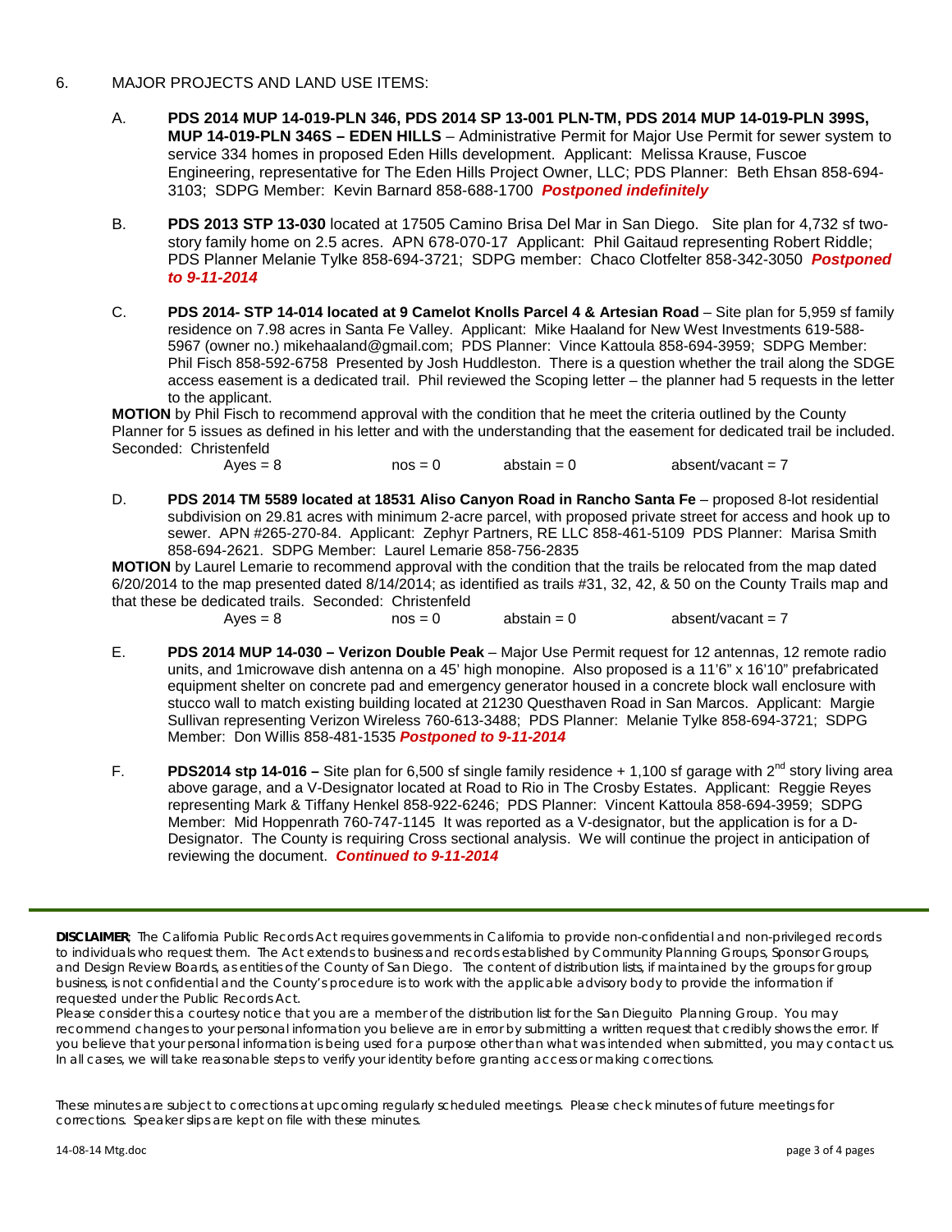6. MAJOR PROJECTS AND LAND USE ITEMS:

A. **PDS 2014 MUP 14-019-PLN 346, PDS 2014 SP 13-001 PLN-TM, PDS 2014 MUP 14-019-PLN 399S, MUP 14-019-PLN 346S – EDEN HILLS** – Administrative Permit for Major Use Permit for sewer system to service 334 homes in proposed Eden Hills development. Applicant: Melissa Krause, Fuscoe Engineering, representative for The Eden Hills Project Owner, LLC; PDS Planner: Beth Ehsan 858-694-3103; SDPG Member: Kevin Barnard 858-688-1700 ***Postponed indefinitely***

B. **PDS 2013 STP 13-030** located at 17505 Camino Brisa Del Mar in San Diego. Site plan for 4,732 sf two-story family home on 2.5 acres. APN 678-070-17 Applicant: Phil Gaitaud representing Robert Riddle; PDS Planner Melanie Tylke 858-694-3721; SDPG member: Chaco Clotfelter 858-342-3050 ***Postponed to 9-11-2014***

C. **PDS 2014- STP 14-014 located at 9 Camelot Knolls Parcel 4 & Artesian Road** – Site plan for 5,959 sf family residence on 7.98 acres in Santa Fe Valley. Applicant: Mike Haaland for New West Investments 619-588-5967 (owner no.) mikehaaland@gmail.com; PDS Planner: Vince Kattoula 858-694-3959; SDPG Member: Phil Fisch 858-592-6758 Presented by Josh Huddleston. There is a question whether the trail along the SDGE access easement is a dedicated trail. Phil reviewed the Scoping letter – the planner had 5 requests in the letter to the applicant.

**MOTION** by Phil Fisch to recommend approval with the condition that he meet the criteria outlined by the County Planner for 5 issues as defined in his letter and with the understanding that the easement for dedicated trail be included. Seconded: Christenfeld

Ayes = 8 nos = 0 abstain = 0 absent/vacant = 7

D. **PDS 2014 TM 5589 located at 18531 Aliso Canyon Road in Rancho Santa Fe** – proposed 8-lot residential subdivision on 29.81 acres with minimum 2-acre parcel, with proposed private street for access and hook up to sewer. APN #265-270-84. Applicant: Zephyr Partners, RE LLC 858-461-5109 PDS Planner: Marisa Smith 858-694-2621. SDPG Member: Laurel Lemarie 858-756-2835

**MOTION** by Laurel Lemarie to recommend approval with the condition that the trails be relocated from the map dated 6/20/2014 to the map presented dated 8/14/2014; as identified as trails #31, 32, 42, & 50 on the County Trails map and that these be dedicated trails. Seconded: Christenfeld

Ayes = 8 nos = 0 abstain = 0 absent/vacant = 7

E. **PDS 2014 MUP 14-030 – Verizon Double Peak** – Major Use Permit request for 12 antennas, 12 remote radio units, and 1microwave dish antenna on a 45' high monopine. Also proposed is a 11'6" x 16'10" prefabricated equipment shelter on concrete pad and emergency generator housed in a concrete block wall enclosure with stucco wall to match existing building located at 21230 Questhaven Road in San Marcos. Applicant: Margie Sullivan representing Verizon Wireless 760-613-3488; PDS Planner: Melanie Tylke 858-694-3721; SDPG Member: Don Willis 858-481-1535 ***Postponed to 9-11-2014***

F. **PDS2014 stp 14-016 –** Site plan for 6,500 sf single family residence + 1,100 sf garage with 2nd story living area above garage, and a V-Designator located at Road to Rio in The Crosby Estates. Applicant: Reggie Reyes representing Mark & Tiffany Henkel 858-922-6246; PDS Planner: Vincent Kattoula 858-694-3959; SDPG Member: Mid Hoppenrath 760-747-1145 It was reported as a V-designator, but the application is for a D-Designator. The County is requiring Cross sectional analysis. We will continue the project in anticipation of reviewing the document. ***Continued to 9-11-2014***

---

**DISCLAIMER**; The California Public Records Act requires governments in California to provide non-confidential and non-privileged records to individuals who request them. The Act extends to business and records established by Community Planning Groups, Sponsor Groups, and Design Review Boards, as entities of the County of San Diego. The content of distribution lists, if maintained by the groups for group business, is not confidential and the County's procedure is to work with the applicable advisory body to provide the information if requested under the Public Records Act.

Please consider this a courtesy notice that you are a member of the distribution list for the San Dieguito Planning Group. You may recommend changes to your personal information you believe are in error by submitting a written request that credibly shows the error. If you believe that your personal information is being used for a purpose other than what was intended when submitted, you may contact us. In all cases, we will take reasonable steps to verify your identity before granting access or making corrections.

These minutes are subject to corrections at upcoming regularly scheduled meetings. Please check minutes of future meetings for corrections. Speaker slips are kept on file with these minutes.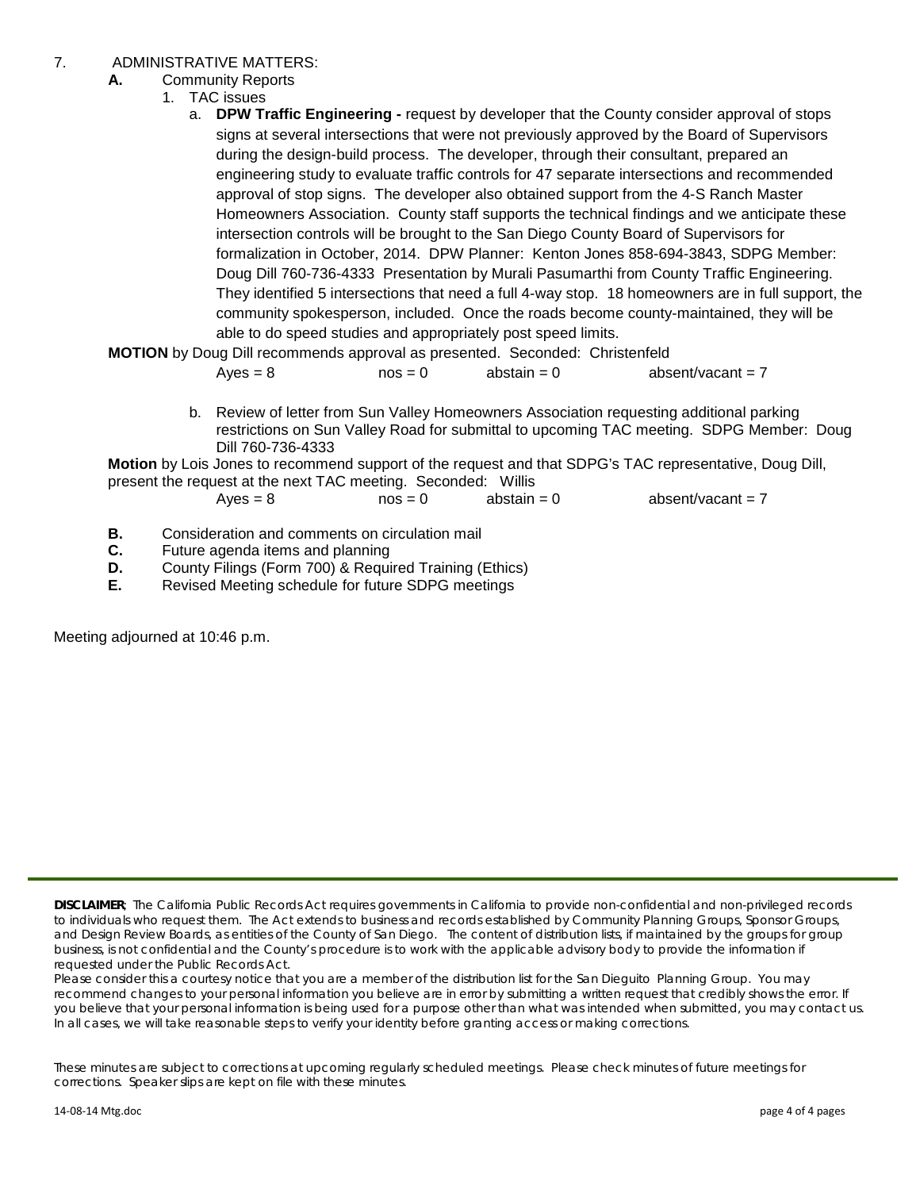7. ADMINISTRATIVE MATTERS:

**A.** Community Reports

1. TAC issues

   a. **DPW Traffic Engineering -** request by developer that the County consider approval of stops signs at several intersections that were not previously approved by the Board of Supervisors during the design-build process. The developer, through their consultant, prepared an engineering study to evaluate traffic controls for 47 separate intersections and recommended approval of stop signs. The developer also obtained support from the 4-S Ranch Master Homeowners Association. County staff supports the technical findings and we anticipate these intersection controls will be brought to the San Diego County Board of Supervisors for formalization in October, 2014. DPW Planner: Kenton Jones 858-694-3843, SDPG Member: Doug Dill 760-736-4333 Presentation by Murali Pasumarthi from County Traffic Engineering. They identified 5 intersections that need a full 4-way stop. 18 homeowners are in full support, the community spokesperson, included. Once the roads become county-maintained, they will be able to do speed studies and appropriately post speed limits.

**MOTION** by Doug Dill recommends approval as presented. Seconded: Christenfeld

Ayes = 8 nos = 0 abstain = 0 absent/vacant = 7

   b. Review of letter from Sun Valley Homeowners Association requesting additional parking restrictions on Sun Valley Road for submittal to upcoming TAC meeting. SDPG Member: Doug Dill 760-736-4333

**Motion** by Lois Jones to recommend support of the request and that SDPG's TAC representative, Doug Dill, present the request at the next TAC meeting. Seconded: Willis

Ayes = 8 nos = 0 abstain = 0 absent/vacant = 7

**B.** Consideration and comments on circulation mail

**C.** Future agenda items and planning

**D.** County Filings (Form 700) & Required Training (Ethics)

**E.** Revised Meeting schedule for future SDPG meetings

Meeting adjourned at 10:46 p.m.

---

**DISCLAIMER;** The California Public Records Act requires governments in California to provide non-confidential and non-privileged records to individuals who request them. The Act extends to business and records established by Community Planning Groups, Sponsor Groups, and Design Review Boards, as entities of the County of San Diego. The content of distribution lists, if maintained by the groups for group business, is not confidential and the County's procedure is to work with the applicable advisory body to provide the information if requested under the Public Records Act.
Please consider this a courtesy notice that you are a member of the distribution list for the San Dieguito Planning Group. You may recommend changes to your personal information you believe are in error by submitting a written request that credibly shows the error. If you believe that your personal information is being used for a purpose other than what was intended when submitted, you may contact us. In all cases, we will take reasonable steps to verify your identity before granting access or making corrections.

These minutes are subject to corrections at upcoming regularly scheduled meetings. Please check minutes of future meetings for corrections. Speaker slips are kept on file with these minutes.

14-08-14 Mtg.doc